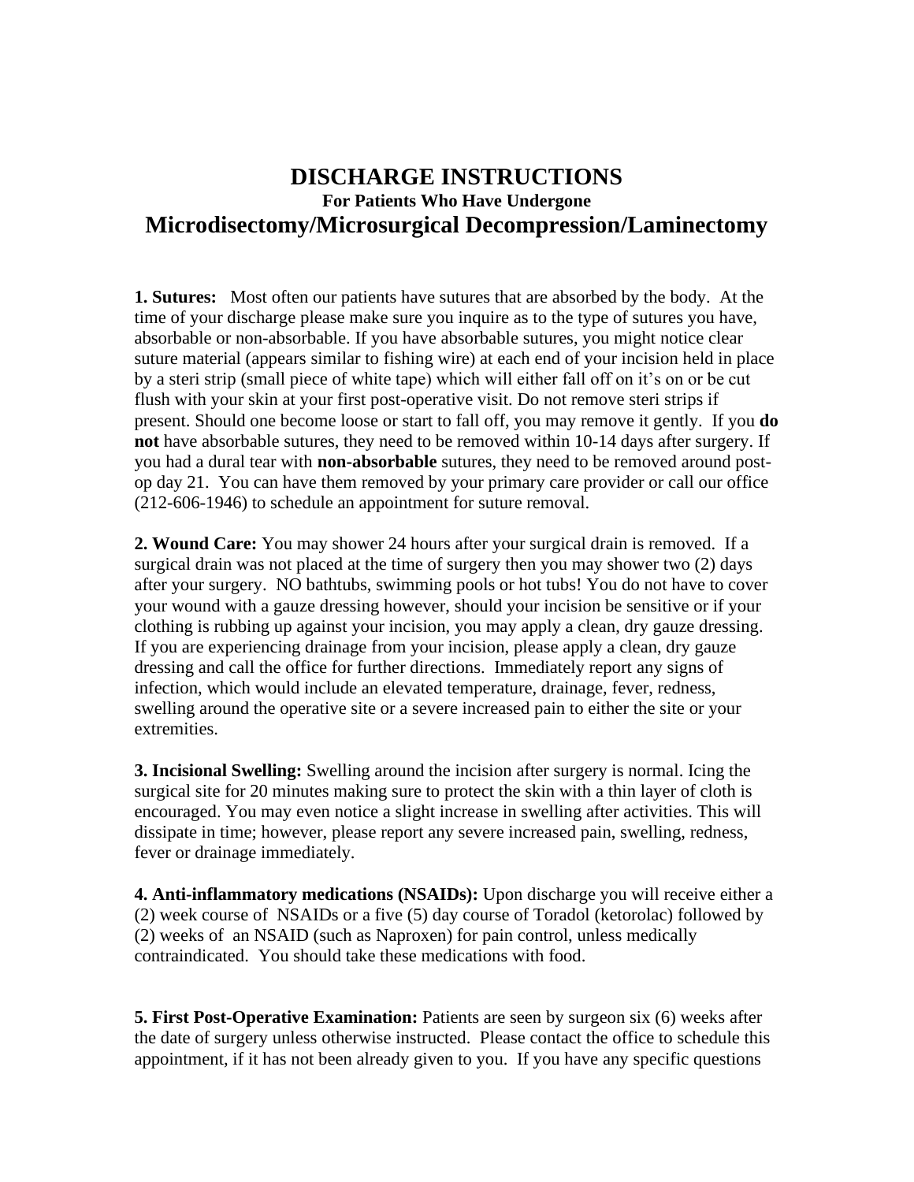# DISCHARGE INSTRUCTIONS

### For Patients Who Have Undergone

## Microdisectomy/Microsurgical Decompression/Laminectomy

**1. Sutures:** Most often our patients have sutures that are absorbed by the body. At the time of your discharge please make sure you inquire as to the type of sutures you have, absorbable or non-absorbable. If you have absorbable sutures, you might notice clear suture material (appears similar to fishing wire) at each end of your incision held in place by a steri strip (small piece of white tape) which will either fall off on it's on or be cut flush with your skin at your first post-operative visit. Do not remove steri strips if present. Should one become loose or start to fall off, you may remove it gently. If you **do not** have absorbable sutures, they need to be removed within 10-14 days after surgery. If you had a dural tear with **non-absorbable** sutures, they need to be removed around post-op day 21. You can have them removed by your primary care provider or call our office (212-606-1946) to schedule an appointment for suture removal.

**2. Wound Care:** You may shower 24 hours after your surgical drain is removed. If a surgical drain was not placed at the time of surgery then you may shower two (2) days after your surgery. NO bathtubs, swimming pools or hot tubs! You do not have to cover your wound with a gauze dressing however, should your incision be sensitive or if your clothing is rubbing up against your incision, you may apply a clean, dry gauze dressing. If you are experiencing drainage from your incision, please apply a clean, dry gauze dressing and call the office for further directions. Immediately report any signs of infection, which would include an elevated temperature, drainage, fever, redness, swelling around the operative site or a severe increased pain to either the site or your extremities.

**3. Incisional Swelling:** Swelling around the incision after surgery is normal. Icing the surgical site for 20 minutes making sure to protect the skin with a thin layer of cloth is encouraged. You may even notice a slight increase in swelling after activities. This will dissipate in time; however, please report any severe increased pain, swelling, redness, fever or drainage immediately.

**4. Anti-inflammatory medications (NSAIDs):** Upon discharge you will receive either a (2) week course of NSAIDs or a five (5) day course of Toradol (ketorolac) followed by (2) weeks of an NSAID (such as Naproxen) for pain control, unless medically contraindicated. You should take these medications with food.

**5. First Post-Operative Examination:** Patients are seen by surgeon six (6) weeks after the date of surgery unless otherwise instructed. Please contact the office to schedule this appointment, if it has not been already given to you. If you have any specific questions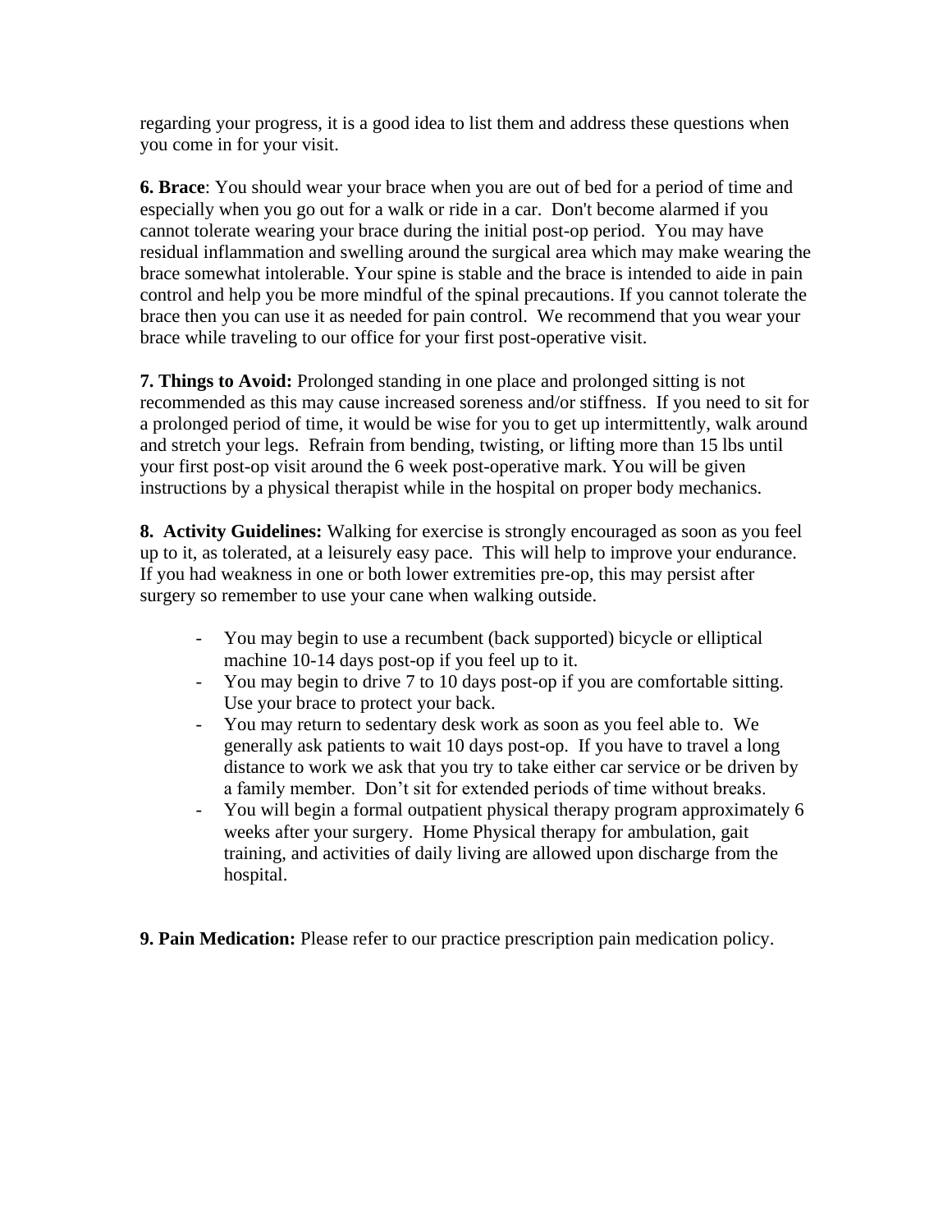regarding your progress, it is a good idea to list them and address these questions when you come in for your visit.

**6. Brace**: You should wear your brace when you are out of bed for a period of time and especially when you go out for a walk or ride in a car. Don't become alarmed if you cannot tolerate wearing your brace during the initial post-op period. You may have residual inflammation and swelling around the surgical area which may make wearing the brace somewhat intolerable. Your spine is stable and the brace is intended to aide in pain control and help you be more mindful of the spinal precautions. If you cannot tolerate the brace then you can use it as needed for pain control. We recommend that you wear your brace while traveling to our office for your first post-operative visit.

**7. Things to Avoid:** Prolonged standing in one place and prolonged sitting is not recommended as this may cause increased soreness and/or stiffness. If you need to sit for a prolonged period of time, it would be wise for you to get up intermittently, walk around and stretch your legs. Refrain from bending, twisting, or lifting more than 15 lbs until your first post-op visit around the 6 week post-operative mark. You will be given instructions by a physical therapist while in the hospital on proper body mechanics.

**8. Activity Guidelines:** Walking for exercise is strongly encouraged as soon as you feel up to it, as tolerated, at a leisurely easy pace. This will help to improve your endurance. If you had weakness in one or both lower extremities pre-op, this may persist after surgery so remember to use your cane when walking outside.

- You may begin to use a recumbent (back supported) bicycle or elliptical machine 10-14 days post-op if you feel up to it.
- You may begin to drive 7 to 10 days post-op if you are comfortable sitting. Use your brace to protect your back.
- You may return to sedentary desk work as soon as you feel able to. We generally ask patients to wait 10 days post-op. If you have to travel a long distance to work we ask that you try to take either car service or be driven by a family member. Don't sit for extended periods of time without breaks.
- You will begin a formal outpatient physical therapy program approximately 6 weeks after your surgery. Home Physical therapy for ambulation, gait training, and activities of daily living are allowed upon discharge from the hospital.

**9. Pain Medication:** Please refer to our practice prescription pain medication policy.